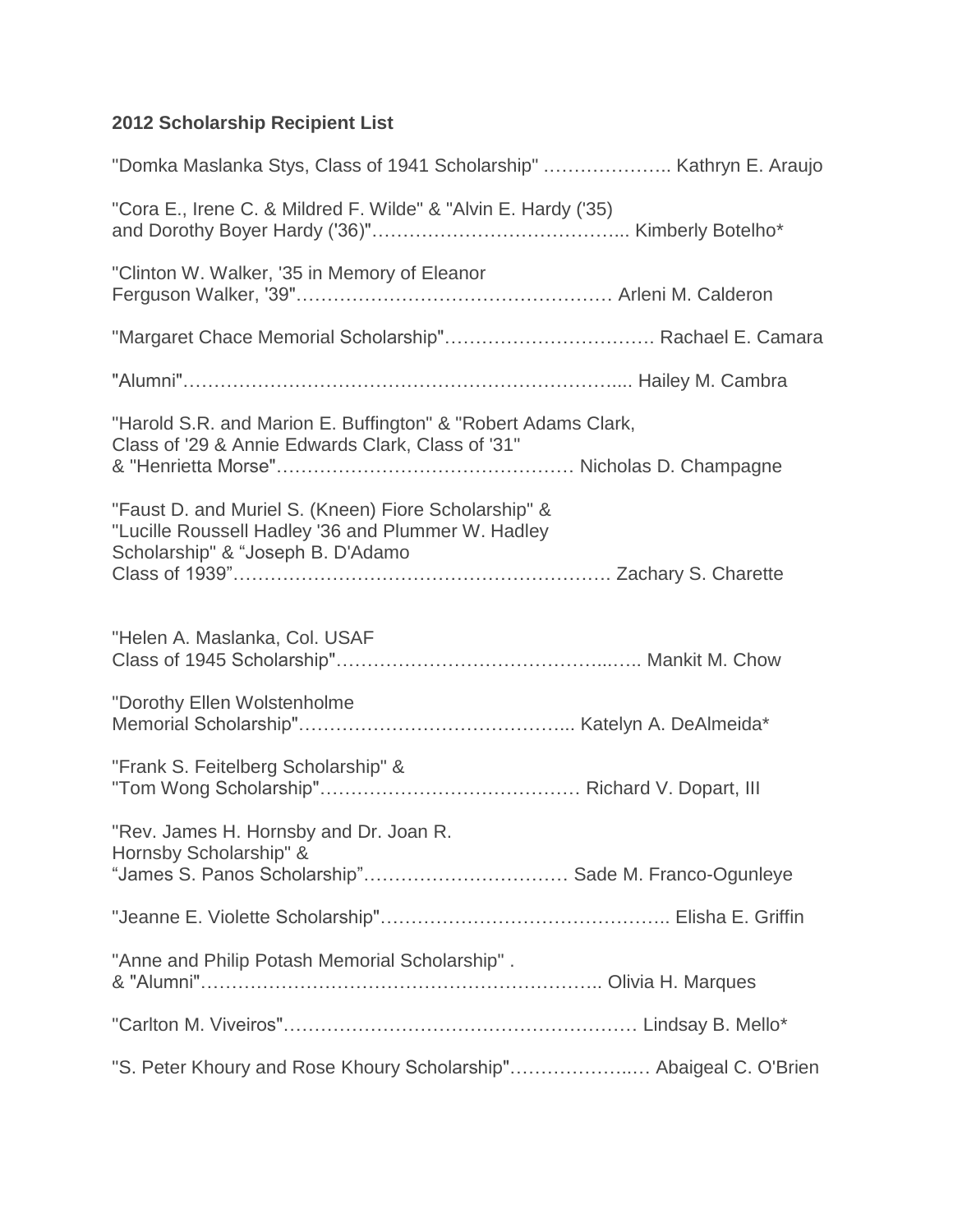**2012 Scholarship Recipient List**

"Domka Maslanka Stys, Class of 1941 Scholarship" ……………….. Kathryn E. Araujo

"Cora E., Irene C. & Mildred F. Wilde" & "Alvin E. Hardy ('35) and Dorothy Boyer Hardy ('36)"………………………………….. Kimberly Botelho*

"Clinton W. Walker, '35 in Memory of Eleanor Ferguson Walker, '39"……………………………………….… Arleni M. Calderon

"Margaret Chace Memorial Scholarship"……………………………. Rachael E. Camara

"Alumni"……………………………………………………………... Hailey M. Cambra

"Harold S.R. and Marion E. Buffington" & "Robert Adams Clark, Class of '29 & Annie Edwards Clark, Class of '31" & "Henrietta Morse"………………………………………… Nicholas D. Champagne

"Faust D. and Muriel S. (Kneen) Fiore Scholarship" & "Lucille Roussell Hadley '36 and Plummer W. Hadley Scholarship" & "Joseph B. D'Adamo Class of 1939"……………………………………………………. Zachary S. Charette

"Helen A. Maslanka, Col. USAF Class of 1945 Scholarship"…………………………………..….. Mankit M. Chow

"Dorothy Ellen Wolstenholme Memorial Scholarship"…………………………………….. Katelyn A. DeAlmeida*

"Frank S. Feitelberg Scholarship" & "Tom Wong Scholarship"…………………………………… Richard V. Dopart, III

"Rev. James H. Hornsby and Dr. Joan R. Hornsby Scholarship" & "James S. Panos Scholarship"…………………………… Sade M. Franco-Ogunleye

"Jeanne E. Violette Scholarship"……………………………………….. Elisha E. Griffin

"Anne and Philip Potash Memorial Scholarship" . & "Alumni"……………………………………………………….. Olivia H. Marques

"Carlton M. Viveiros"………………………………………………… Lindsay B. Mello*

"S. Peter Khoury and Rose Khoury Scholarship"………………..… Abaigeal C. O'Brien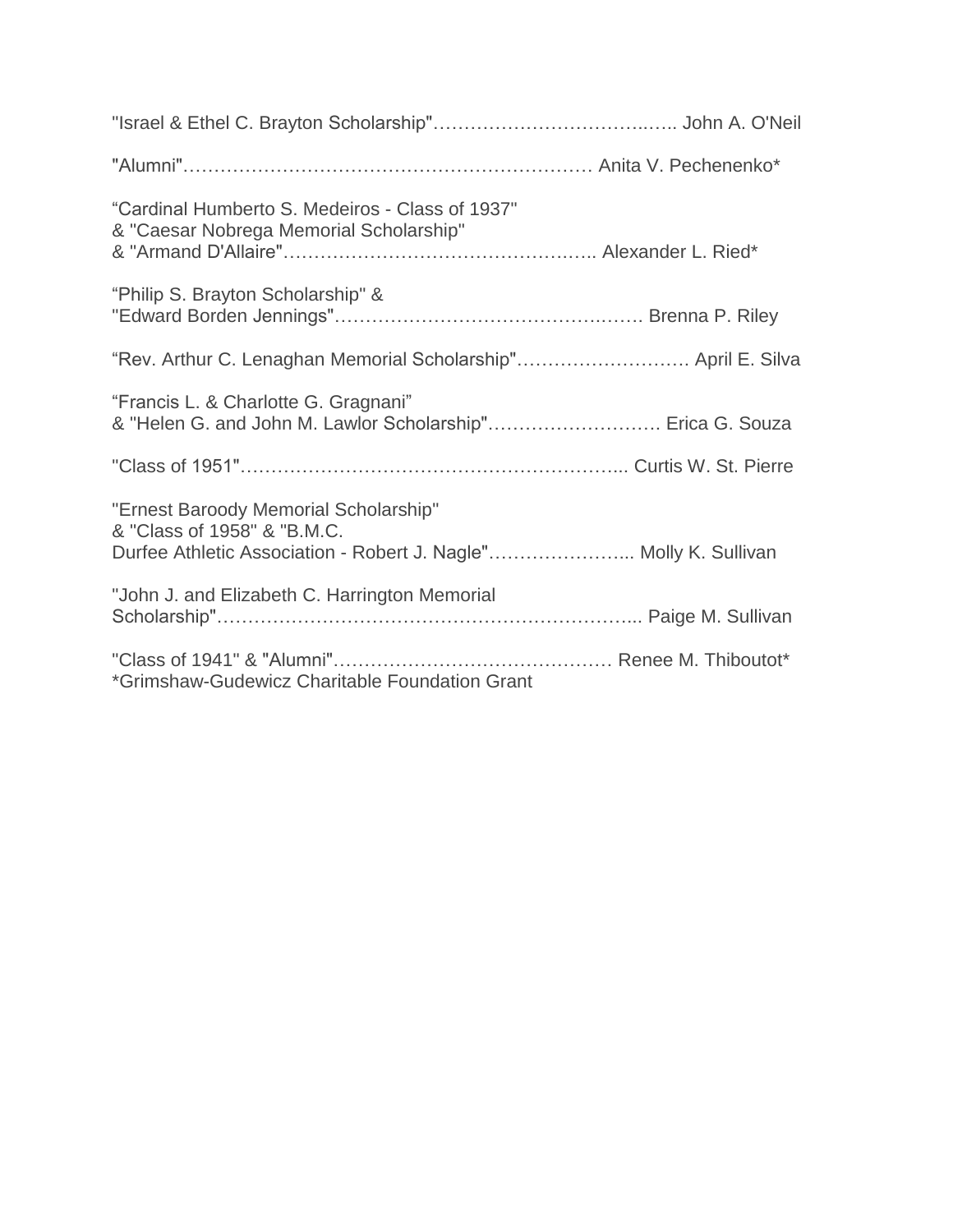"Israel & Ethel C. Brayton Scholarship"……………………………..….. John A. O'Neil

"Alumni"………………………………………………………… Anita V. Pechenenko*

“Cardinal Humberto S. Medeiros - Class of 1937"
& "Caesar Nobrega Memorial Scholarship"
& "Armand D'Allaire"…………………………………….….. Alexander L. Ried*

“Philip S. Brayton Scholarship" &
"Edward Borden Jennings"……………………………….……. Brenna P. Riley

“Rev. Arthur C. Lenaghan Memorial Scholarship"………………………. April E. Silva

“Francis L. & Charlotte G. Gragnani”
& "Helen G. and John M. Lawlor Scholarship"………………………. Erica G. Souza

"Class of 1951"……………………………………………….... Curtis W. St. Pierre

"Ernest Baroody Memorial Scholarship"
& "Class of 1958" & "B.M.C.
Durfee Athletic Association - Robert J. Nagle"………………….. Molly K. Sullivan

"John J. and Elizabeth C. Harrington Memorial
Scholarship"……………………………………………………... Paige M. Sullivan

"Class of 1941" & "Alumni"……………………………………… Renee M. Thiboutot*
*Grimshaw-Gudewicz Charitable Foundation Grant